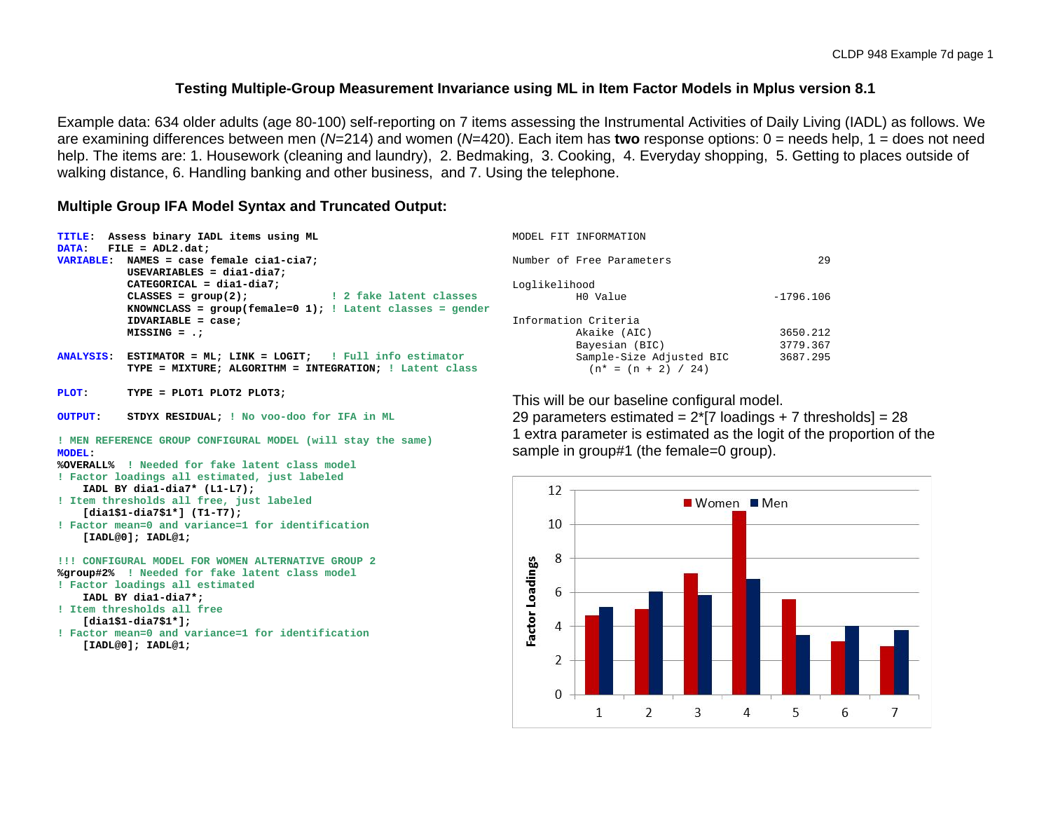## Testing Multiple-Group Measurement Invariance using ML in Item Factor Models in Mplus version 8.1

Example data: 634 older adults (age 80-100) self-reporting on 7 items assessing the Instrumental Activities of Daily Living (IADL) as follows. We are examining differences between men (*N*=214) and women (*N*=420). Each item has **two** response options: 0 = needs help, 1 = does not need help. The items are: 1. Housework (cleaning and laundry), 2. Bedmaking, 3. Cooking, 4. Everyday shopping, 5. Getting to places outside of walking distance, 6. Handling banking and other business, and 7. Using the telephone.

### Multiple Group IFA Model Syntax and Truncated Output:

```
TITLE:  Assess binary IADL items using ML
DATA:   FILE = ADL2.dat;
VARIABLE:  NAMES = case female cia1-cia7;
           USEVARIABLES = dia1-dia7;
           CATEGORICAL = dia1-dia7;
           CLASSES = group(2);              ! 2 fake latent classes
           KNOWNCLASS = group(female=0 1); ! Latent classes = gender
           IDVARIABLE = case;
           MISSING = .;

ANALYSIS:  ESTIMATOR = ML; LINK = LOGIT;   ! Full info estimator
           TYPE = MIXTURE; ALGORITHM = INTEGRATION; ! Latent class

PLOT:      TYPE = PLOT1 PLOT2 PLOT3;

OUTPUT:    STDYX RESIDUAL; ! No voo-doo for IFA in ML

! MEN REFERENCE GROUP CONFIGURAL MODEL (will stay the same)
MODEL:
%OVERALL%  ! Needed for fake latent class model
! Factor loadings all estimated, just labeled
    IADL BY dia1-dia7* (L1-L7);
! Item thresholds all free, just labeled
    [dia1$1-dia7$1*] (T1-T7);
! Factor mean=0 and variance=1 for identification
    [IADL@0]; IADL@1;

!!! CONFIGURAL MODEL FOR WOMEN ALTERNATIVE GROUP 2
%group#2%  ! Needed for fake latent class model
! Factor loadings all estimated
    IADL BY dia1-dia7*;
! Item thresholds all free
    [dia1$1-dia7$1*];
! Factor mean=0 and variance=1 for identification
    [IADL@0]; IADL@1;
```

```
MODEL FIT INFORMATION

Number of Free Parameters                        29

Loglikelihood
          H0 Value                        -1796.106

Information Criteria
          Akaike (AIC)                     3650.212
          Bayesian (BIC)                   3779.367
          Sample-Size Adjusted BIC         3687.295
            (n* = (n + 2) / 24)
```

This will be our baseline configural model.
29 parameters estimated = 2*[7 loadings + 7 thresholds] = 28
1 extra parameter is estimated as the logit of the proportion of the sample in group#1 (the female=0 group).

Women
Men
Factor Loadings
0
2
4
6
8
10
12
1
2
3
4
5
6
7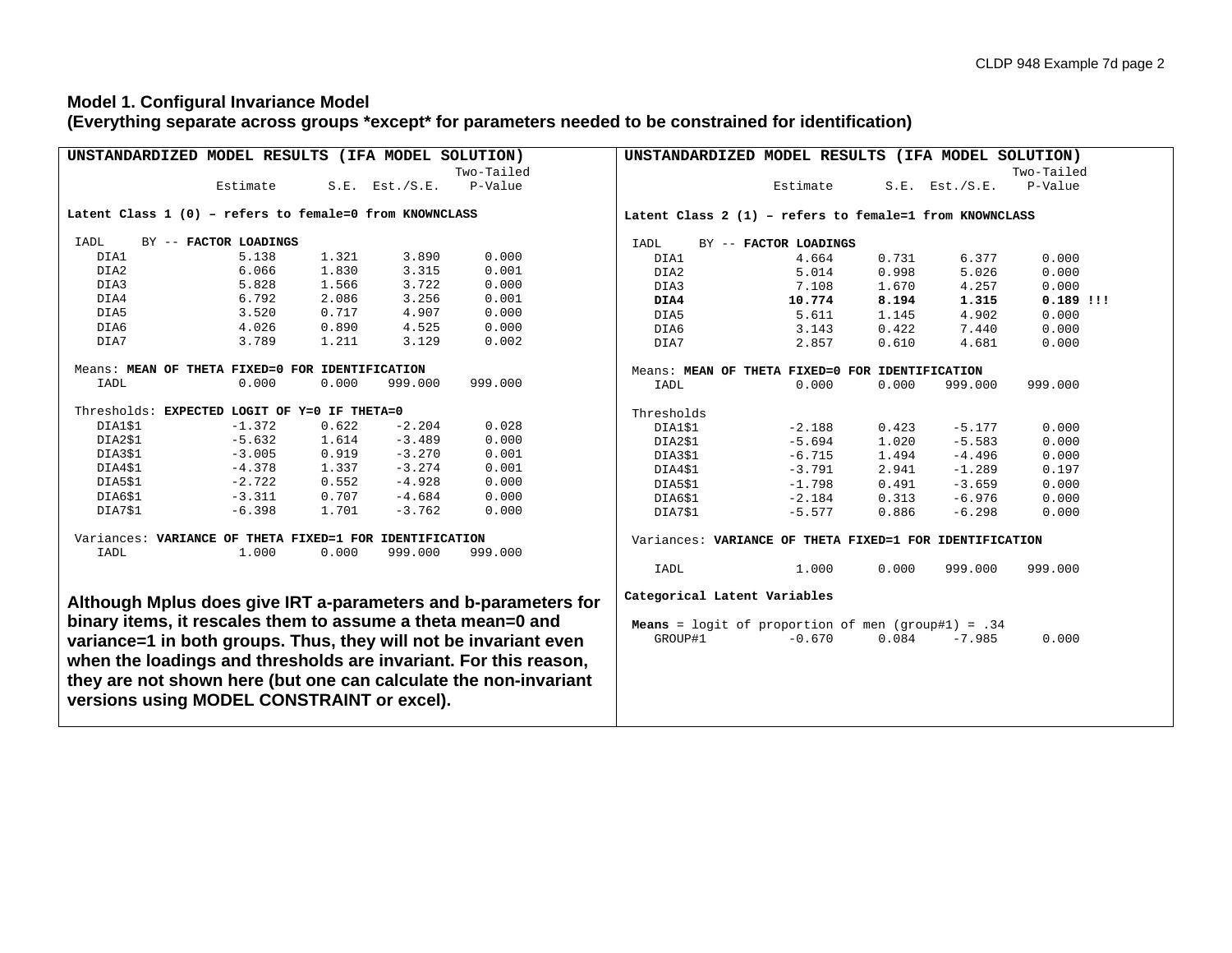**Model 1. Configural Invariance Model**
**(Everything separate across groups *except* for parameters needed to be constrained for identification)**

```
UNSTANDARDIZED MODEL RESULTS (IFA MODEL SOLUTION)
                                                    Two-Tailed
                    Estimate       S.E.  Est./S.E.    P-Value

Latent Class 1 (0) – refers to female=0 from KNOWNCLASS

 IADL     BY -- FACTOR LOADINGS
    DIA1               5.138      1.321      3.890      0.000
    DIA2               6.066      1.830      3.315      0.001
    DIA3               5.828      1.566      3.722      0.000
    DIA4               6.792      2.086      3.256      0.001
    DIA5               3.520      0.717      4.907      0.000
    DIA6               4.026      0.890      4.525      0.000
    DIA7               3.789      1.211      3.129      0.002

 Means: MEAN OF THETA FIXED=0 FOR IDENTIFICATION
    IADL               0.000      0.000    999.000    999.000

 Thresholds: EXPECTED LOGIT OF Y=0 IF THETA=0
    DIA1$1            -1.372      0.622     -2.204      0.028
    DIA2$1            -5.632      1.614     -3.489      0.000
    DIA3$1            -3.005      0.919     -3.270      0.001
    DIA4$1            -4.378      1.337     -3.274      0.001
    DIA5$1            -2.722      0.552     -4.928      0.000
    DIA6$1            -3.311      0.707     -4.684      0.000
    DIA7$1            -6.398      1.701     -3.762      0.000

 Variances: VARIANCE OF THETA FIXED=1 FOR IDENTIFICATION
    IADL               1.000      0.000    999.000    999.000
```

**Although Mplus does give IRT a-parameters and b-parameters for binary items, it rescales them to assume a theta mean=0 and variance=1 in both groups. Thus, they will not be invariant even when the loadings and thresholds are invariant. For this reason, they are not shown here (but one can calculate the non-invariant versions using MODEL CONSTRAINT or excel).**

```
UNSTANDARDIZED MODEL RESULTS (IFA MODEL SOLUTION)
                                                    Two-Tailed
                    Estimate       S.E.  Est./S.E.    P-Value

Latent Class 2 (1) – refers to female=1 from KNOWNCLASS

 IADL     BY -- FACTOR LOADINGS
    DIA1               4.664      0.731      6.377      0.000
    DIA2               5.014      0.998      5.026      0.000
    DIA3               7.108      1.670      4.257      0.000
    DIA4              10.774      8.194      1.315      0.189 !!!
    DIA5               5.611      1.145      4.902      0.000
    DIA6               3.143      0.422      7.440      0.000
    DIA7               2.857      0.610      4.681      0.000

 Means: MEAN OF THETA FIXED=0 FOR IDENTIFICATION
    IADL               0.000      0.000    999.000    999.000

 Thresholds
    DIA1$1            -2.188      0.423     -5.177      0.000
    DIA2$1            -5.694      1.020     -5.583      0.000
    DIA3$1            -6.715      1.494     -4.496      0.000
    DIA4$1            -3.791      2.941     -1.289      0.197
    DIA5$1            -1.798      0.491     -3.659      0.000
    DIA6$1            -2.184      0.313     -6.976      0.000
    DIA7$1            -5.577      0.886     -6.298      0.000

 Variances: VARIANCE OF THETA FIXED=1 FOR IDENTIFICATION

    IADL               1.000      0.000    999.000    999.000

Categorical Latent Variables

 Means = logit of proportion of men (group#1) = .34
    GROUP#1           -0.670      0.084     -7.985      0.000
```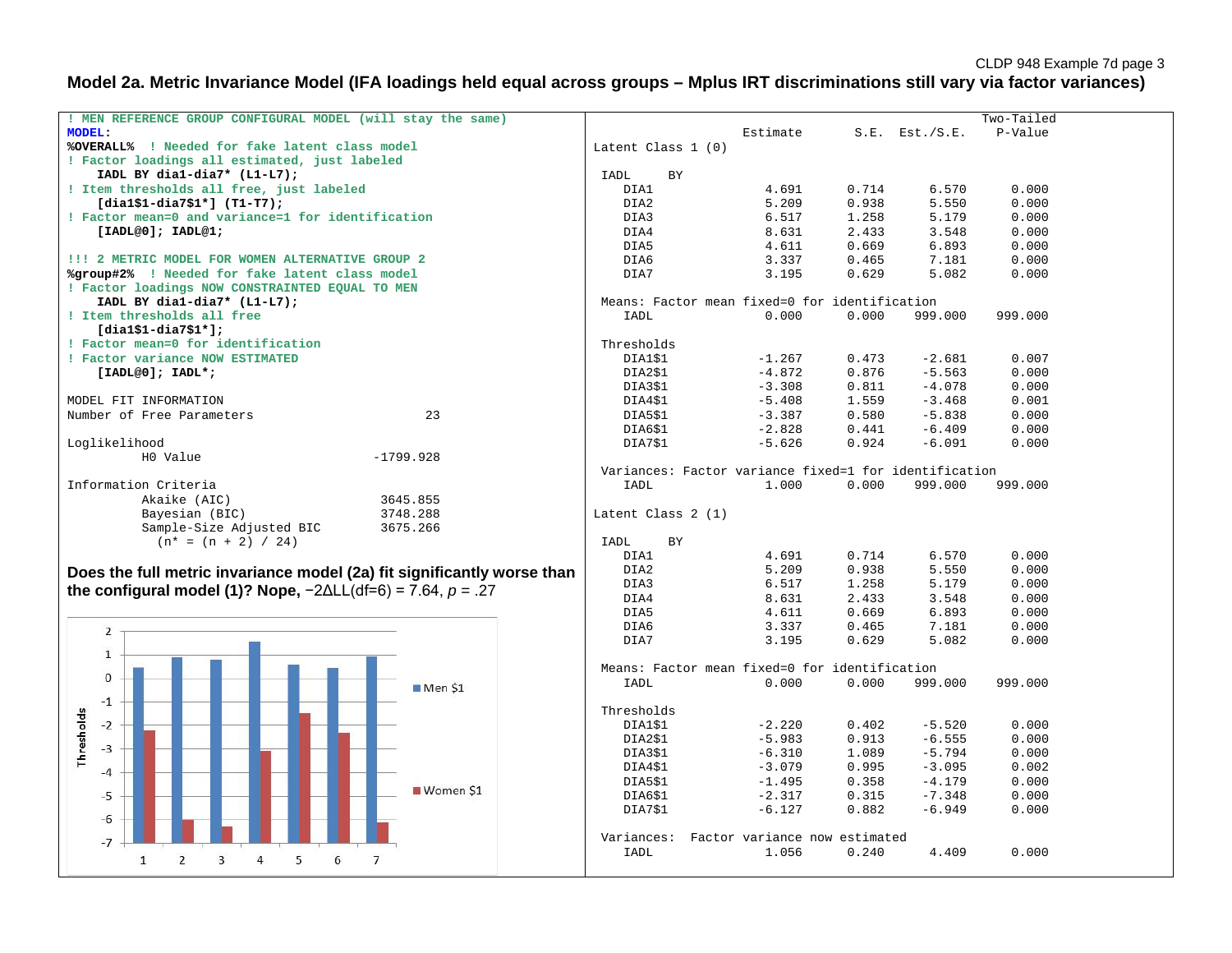## Model 2a. Metric Invariance Model (IFA loadings held equal across groups – Mplus IRT discriminations still vary via factor variances)

```
! MEN REFERENCE GROUP CONFIGURAL MODEL (will stay the same)
MODEL:
%OVERALL%  ! Needed for fake latent class model
! Factor loadings all estimated, just labeled
    IADL BY dia1-dia7* (L1-L7);
! Item thresholds all free, just labeled
    [dia1$1-dia7$1*] (T1-T7);
! Factor mean=0 and variance=1 for identification
    [IADL@0]; IADL@1;

!!! 2 METRIC MODEL FOR WOMEN ALTERNATIVE GROUP 2
%group#2%  ! Needed for fake latent class model
! Factor loadings NOW CONSTRAINTED EQUAL TO MEN
    IADL BY dia1-dia7* (L1-L7);
! Item thresholds all free
    [dia1$1-dia7$1*];
! Factor mean=0 for identification
! Factor variance NOW ESTIMATED
    [IADL@0]; IADL*;

MODEL FIT INFORMATION
Number of Free Parameters                    23

Loglikelihood
          H0 Value                    -1799.928

Information Criteria
          Akaike (AIC)                 3645.855
          Bayesian (BIC)               3748.288
          Sample-Size Adjusted BIC     3675.266
            (n* = (n + 2) / 24)
```

**Does the full metric invariance model (2a) fit significantly worse than the configural model (1)? Nope,** $-2\Delta LL(df=6) = 7.64$, $p = .27$

Thresholds

2
1
0
-1
-2
-3
-4
-5
-6
-7

1 2 3 4 5 6 7

Men $1

Women $1

```
                                                    Two-Tailed
                    Estimate       S.E.  Est./S.E.    P-Value
Latent Class 1 (0)

 IADL     BY
    DIA1               4.691      0.714      6.570      0.000
    DIA2               5.209      0.938      5.550      0.000
    DIA3               6.517      1.258      5.179      0.000
    DIA4               8.631      2.433      3.548      0.000
    DIA5               4.611      0.669      6.893      0.000
    DIA6               3.337      0.465      7.181      0.000
    DIA7               3.195      0.629      5.082      0.000

 Means: Factor mean fixed=0 for identification
    IADL               0.000      0.000    999.000    999.000

 Thresholds
    DIA1$1            -1.267      0.473     -2.681      0.007
    DIA2$1            -4.872      0.876     -5.563      0.000
    DIA3$1            -3.308      0.811     -4.078      0.000
    DIA4$1            -5.408      1.559     -3.468      0.001
    DIA5$1            -3.387      0.580     -5.838      0.000
    DIA6$1            -2.828      0.441     -6.409      0.000
    DIA7$1            -5.626      0.924     -6.091      0.000

 Variances: Factor variance fixed=1 for identification
    IADL               1.000      0.000    999.000    999.000

Latent Class 2 (1)

 IADL     BY
    DIA1               4.691      0.714      6.570      0.000
    DIA2               5.209      0.938      5.550      0.000
    DIA3               6.517      1.258      5.179      0.000
    DIA4               8.631      2.433      3.548      0.000
    DIA5               4.611      0.669      6.893      0.000
    DIA6               3.337      0.465      7.181      0.000
    DIA7               3.195      0.629      5.082      0.000

 Means: Factor mean fixed=0 for identification
    IADL               0.000      0.000    999.000    999.000

 Thresholds
    DIA1$1            -2.220      0.402     -5.520      0.000
    DIA2$1            -5.983      0.913     -6.555      0.000
    DIA3$1            -6.310      1.089     -5.794      0.000
    DIA4$1            -3.079      0.995     -3.095      0.002
    DIA5$1            -1.495      0.358     -4.179      0.000
    DIA6$1            -2.317      0.315     -7.348      0.000
    DIA7$1            -6.127      0.882     -6.949      0.000

 Variances:  Factor variance now estimated
    IADL               1.056      0.240      4.409      0.000
```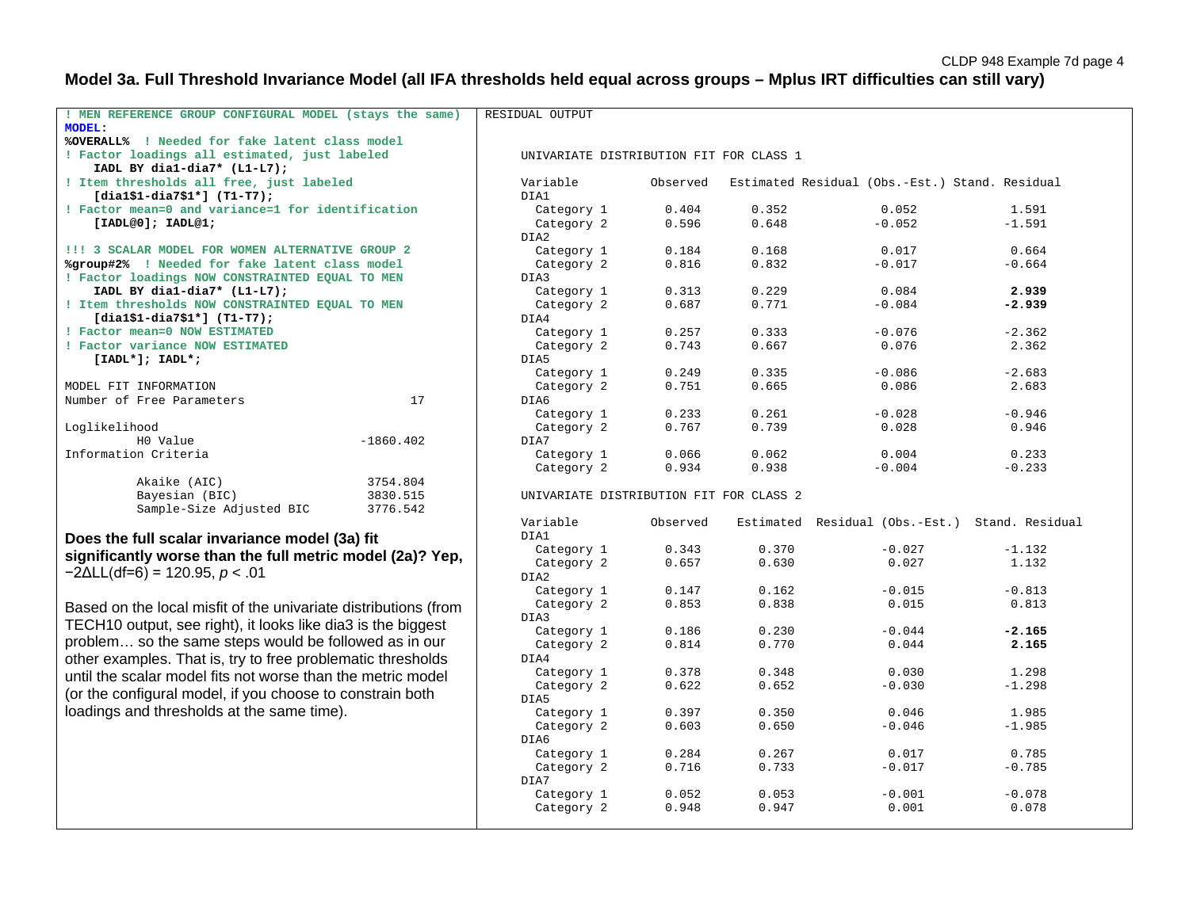## Model 3a. Full Threshold Invariance Model (all IFA thresholds held equal across groups – Mplus IRT difficulties can still vary)

```
! MEN REFERENCE GROUP CONFIGURAL MODEL (stays the same)
MODEL:
%OVERALL%  ! Needed for fake latent class model
! Factor loadings all estimated, just labeled
    IADL BY dia1-dia7* (L1-L7);
! Item thresholds all free, just labeled
    [dia1$1-dia7$1*] (T1-T7);
! Factor mean=0 and variance=1 for identification
    [IADL@0]; IADL@1;

!!! 3 SCALAR MODEL FOR WOMEN ALTERNATIVE GROUP 2
%group#2%  ! Needed for fake latent class model
! Factor loadings NOW CONSTRAINTED EQUAL TO MEN
    IADL BY dia1-dia7* (L1-L7);
! Item thresholds NOW CONSTRAINTED EQUAL TO MEN
    [dia1$1-dia7$1*] (T1-T7);
! Factor mean=0 NOW ESTIMATED
! Factor variance NOW ESTIMATED
    [IADL*]; IADL*;
```

```
MODEL FIT INFORMATION
Number of Free Parameters                         17

Loglikelihood
          H0 Value                         -1860.402
Information Criteria

          Akaike (AIC)                      3754.804
          Bayesian (BIC)                    3830.515
          Sample-Size Adjusted BIC          3776.542
```

**Does the full scalar invariance model (3a) fit significantly worse than the full metric model (2a)? Yep,** $-2\Delta LL(df=6) = 120.95$, $p < .01$

Based on the local misfit of the univariate distributions (from TECH10 output, see right), it looks like dia3 is the biggest problem… so the same steps would be followed as in our other examples. That is, try to free problematic thresholds until the scalar model fits not worse than the metric model (or the configural model, if you choose to constrain both loadings and thresholds at the same time).

```
RESIDUAL OUTPUT


     UNIVARIATE DISTRIBUTION FIT FOR CLASS 1

     Variable          Observed   Estimated Residual (Obs.-Est.) Stand. Residual
     DIA1
       Category 1        0.404      0.352            0.052            1.591
       Category 2        0.596      0.648           -0.052           -1.591
     DIA2
       Category 1        0.184      0.168            0.017            0.664
       Category 2        0.816      0.832           -0.017           -0.664
     DIA3
       Category 1        0.313      0.229            0.084            2.939
       Category 2        0.687      0.771           -0.084           -2.939
     DIA4
       Category 1        0.257      0.333           -0.076           -2.362
       Category 2        0.743      0.667            0.076            2.362
     DIA5
       Category 1        0.249      0.335           -0.086           -2.683
       Category 2        0.751      0.665            0.086            2.683
     DIA6
       Category 1        0.233      0.261           -0.028           -0.946
       Category 2        0.767      0.739            0.028            0.946
     DIA7
       Category 1        0.066      0.062            0.004            0.233
       Category 2        0.934      0.938           -0.004           -0.233

     UNIVARIATE DISTRIBUTION FIT FOR CLASS 2

     Variable          Observed    Estimated  Residual (Obs.-Est.)  Stand. Residual
     DIA1
       Category 1        0.343       0.370            -0.027           -1.132
       Category 2        0.657       0.630             0.027            1.132
     DIA2
       Category 1        0.147       0.162            -0.015           -0.813
       Category 2        0.853       0.838             0.015            0.813
     DIA3
       Category 1        0.186       0.230            -0.044           -2.165
       Category 2        0.814       0.770             0.044            2.165
     DIA4
       Category 1        0.378       0.348             0.030            1.298
       Category 2        0.622       0.652            -0.030           -1.298
     DIA5
       Category 1        0.397       0.350             0.046            1.985
       Category 2        0.603       0.650            -0.046           -1.985
     DIA6
       Category 1        0.284       0.267             0.017            0.785
       Category 2        0.716       0.733            -0.017           -0.785
     DIA7
       Category 1        0.052       0.053            -0.001           -0.078
       Category 2        0.948       0.947             0.001            0.078
```